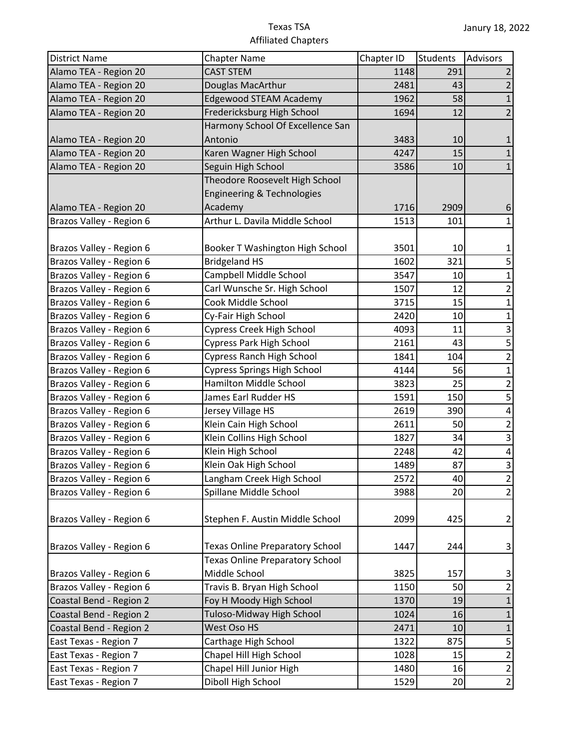# Texas TSA

## Affiliated Chapters

Janury 18, 2022

| District Name | Chapter Name | Chapter ID | Students | Advisors |
|---|---|---|---|---|
| Alamo TEA - Region 20 | CAST STEM | 1148 | 291 | 2 |
| Alamo TEA - Region 20 | Douglas MacArthur | 2481 | 43 | 2 |
| Alamo TEA - Region 20 | Edgewood STEAM Academy | 1962 | 58 | 1 |
| Alamo TEA - Region 20 | Fredericksburg High School | 1694 | 12 | 2 |
| Alamo TEA - Region 20 | Harmony School Of Excellence San Antonio | 3483 | 10 | 1 |
| Alamo TEA - Region 20 | Karen Wagner High School | 4247 | 15 | 1 |
| Alamo TEA - Region 20 | Seguin High School | 3586 | 10 | 1 |
| Alamo TEA - Region 20 | Theodore Roosevelt High School Engineering & Technologies Academy | 1716 | 2909 | 6 |
| Brazos Valley - Region 6 | Arthur L. Davila Middle School | 1513 | 101 | 1 |
| Brazos Valley - Region 6 | Booker T Washington High School | 3501 | 10 | 1 |
| Brazos Valley - Region 6 | Bridgeland HS | 1602 | 321 | 5 |
| Brazos Valley - Region 6 | Campbell Middle School | 3547 | 10 | 1 |
| Brazos Valley - Region 6 | Carl Wunsche Sr. High School | 1507 | 12 | 2 |
| Brazos Valley - Region 6 | Cook Middle School | 3715 | 15 | 1 |
| Brazos Valley - Region 6 | Cy-Fair High School | 2420 | 10 | 1 |
| Brazos Valley - Region 6 | Cypress Creek High School | 4093 | 11 | 3 |
| Brazos Valley - Region 6 | Cypress Park High School | 2161 | 43 | 5 |
| Brazos Valley - Region 6 | Cypress Ranch High School | 1841 | 104 | 2 |
| Brazos Valley - Region 6 | Cypress Springs High School | 4144 | 56 | 1 |
| Brazos Valley - Region 6 | Hamilton Middle School | 3823 | 25 | 2 |
| Brazos Valley - Region 6 | James Earl Rudder HS | 1591 | 150 | 5 |
| Brazos Valley - Region 6 | Jersey Village HS | 2619 | 390 | 4 |
| Brazos Valley - Region 6 | Klein Cain High School | 2611 | 50 | 2 |
| Brazos Valley - Region 6 | Klein Collins High School | 1827 | 34 | 3 |
| Brazos Valley - Region 6 | Klein High School | 2248 | 42 | 4 |
| Brazos Valley - Region 6 | Klein Oak High School | 1489 | 87 | 3 |
| Brazos Valley - Region 6 | Langham Creek High School | 2572 | 40 | 2 |
| Brazos Valley - Region 6 | Spillane Middle School | 3988 | 20 | 2 |
| Brazos Valley - Region 6 | Stephen F. Austin Middle School | 2099 | 425 | 2 |
| Brazos Valley - Region 6 | Texas Online Preparatory School | 1447 | 244 | 3 |
| Brazos Valley - Region 6 | Texas Online Preparatory School Middle School | 3825 | 157 | 3 |
| Brazos Valley - Region 6 | Travis B. Bryan High School | 1150 | 50 | 2 |
| Coastal Bend - Region 2 | Foy H Moody High School | 1370 | 19 | 1 |
| Coastal Bend - Region 2 | Tuloso-Midway High School | 1024 | 16 | 1 |
| Coastal Bend - Region 2 | West Oso HS | 2471 | 10 | 1 |
| East Texas - Region 7 | Carthage High School | 1322 | 875 | 5 |
| East Texas - Region 7 | Chapel Hill High School | 1028 | 15 | 2 |
| East Texas - Region 7 | Chapel Hill Junior High | 1480 | 16 | 2 |
| East Texas - Region 7 | Diboll High School | 1529 | 20 | 2 |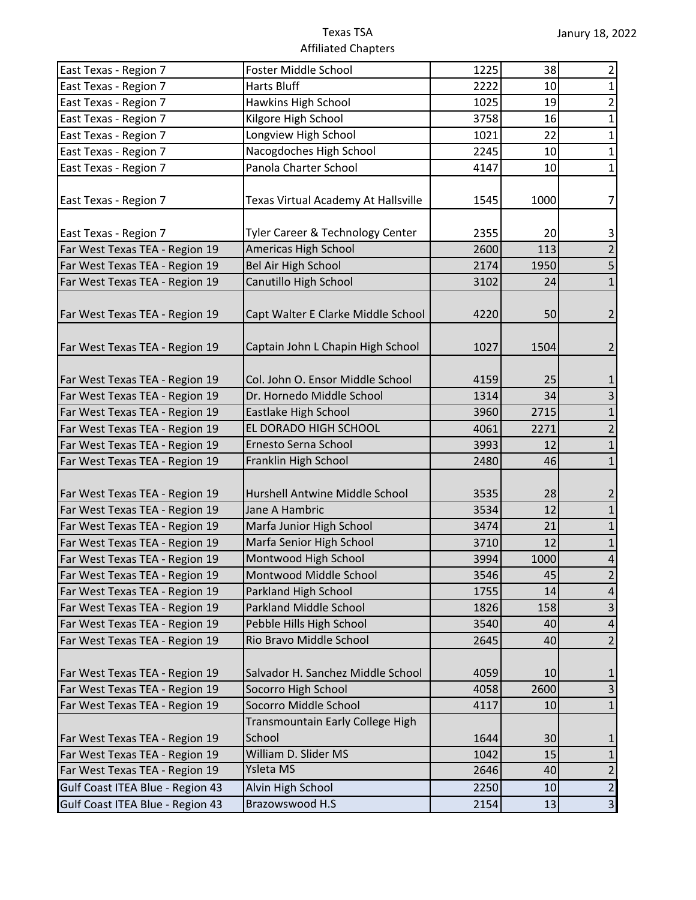| | | | | |
|---|---|---|---|---|
| East Texas - Region 7 | Foster Middle School | 1225 | 38 | 2 |
| East Texas - Region 7 | Harts Bluff | 2222 | 10 | 1 |
| East Texas - Region 7 | Hawkins High School | 1025 | 19 | 2 |
| East Texas - Region 7 | Kilgore High School | 3758 | 16 | 1 |
| East Texas - Region 7 | Longview High School | 1021 | 22 | 1 |
| East Texas - Region 7 | Nacogdoches High School | 2245 | 10 | 1 |
| East Texas - Region 7 | Panola Charter School | 4147 | 10 | 1 |
| East Texas - Region 7 | Texas Virtual Academy At Hallsville | 1545 | 1000 | 7 |
| East Texas - Region 7 | Tyler Career & Technology Center | 2355 | 20 | 3 |
| Far West Texas TEA - Region 19 | Americas High School | 2600 | 113 | 2 |
| Far West Texas TEA - Region 19 | Bel Air High School | 2174 | 1950 | 5 |
| Far West Texas TEA - Region 19 | Canutillo High School | 3102 | 24 | 1 |
| Far West Texas TEA - Region 19 | Capt Walter E Clarke Middle School | 4220 | 50 | 2 |
| Far West Texas TEA - Region 19 | Captain John L Chapin High School | 1027 | 1504 | 2 |
| Far West Texas TEA - Region 19 | Col. John O. Ensor Middle School | 4159 | 25 | 1 |
| Far West Texas TEA - Region 19 | Dr. Hornedo Middle School | 1314 | 34 | 3 |
| Far West Texas TEA - Region 19 | Eastlake High School | 3960 | 2715 | 1 |
| Far West Texas TEA - Region 19 | EL DORADO HIGH SCHOOL | 4061 | 2271 | 2 |
| Far West Texas TEA - Region 19 | Ernesto Serna School | 3993 | 12 | 1 |
| Far West Texas TEA - Region 19 | Franklin High School | 2480 | 46 | 1 |
| Far West Texas TEA - Region 19 | Hurshell Antwine Middle School | 3535 | 28 | 2 |
| Far West Texas TEA - Region 19 | Jane A Hambric | 3534 | 12 | 1 |
| Far West Texas TEA - Region 19 | Marfa Junior High School | 3474 | 21 | 1 |
| Far West Texas TEA - Region 19 | Marfa Senior High School | 3710 | 12 | 1 |
| Far West Texas TEA - Region 19 | Montwood High School | 3994 | 1000 | 4 |
| Far West Texas TEA - Region 19 | Montwood Middle School | 3546 | 45 | 2 |
| Far West Texas TEA - Region 19 | Parkland High School | 1755 | 14 | 4 |
| Far West Texas TEA - Region 19 | Parkland Middle School | 1826 | 158 | 3 |
| Far West Texas TEA - Region 19 | Pebble Hills High School | 3540 | 40 | 4 |
| Far West Texas TEA - Region 19 | Rio Bravo Middle School | 2645 | 40 | 2 |
| Far West Texas TEA - Region 19 | Salvador H. Sanchez Middle School | 4059 | 10 | 1 |
| Far West Texas TEA - Region 19 | Socorro High School | 4058 | 2600 | 3 |
| Far West Texas TEA - Region 19 | Socorro Middle School | 4117 | 10 | 1 |
| Far West Texas TEA - Region 19 | Transmountain Early College High School | 1644 | 30 | 1 |
| Far West Texas TEA - Region 19 | William D. Slider MS | 1042 | 15 | 1 |
| Far West Texas TEA - Region 19 | Ysleta MS | 2646 | 40 | 2 |
| Gulf Coast ITEA Blue - Region 43 | Alvin High School | 2250 | 10 | 2 |
| Gulf Coast ITEA Blue - Region 43 | Brazowswood H.S | 2154 | 13 | 3 |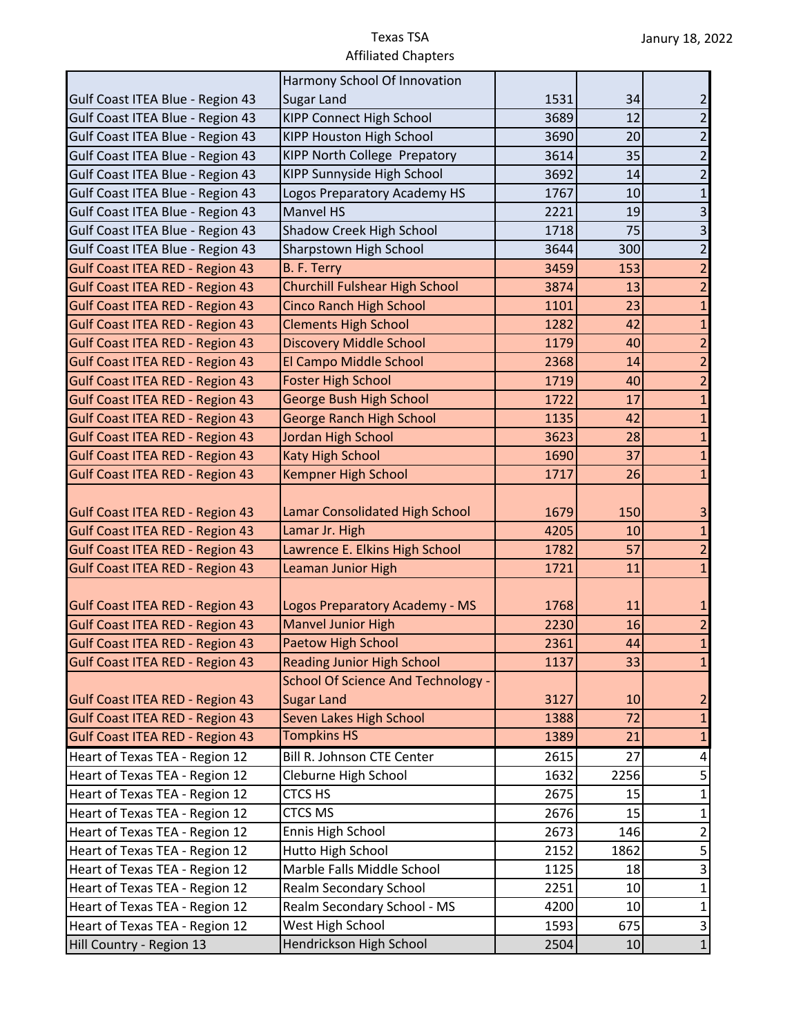| | | | | |
|---|---|---|---|---|
| Gulf Coast ITEA Blue - Region 43 | Harmony School Of Innovation Sugar Land | 1531 | 34 | 2 |
| Gulf Coast ITEA Blue - Region 43 | KIPP Connect High School | 3689 | 12 | 2 |
| Gulf Coast ITEA Blue - Region 43 | KIPP Houston High School | 3690 | 20 | 2 |
| Gulf Coast ITEA Blue - Region 43 | KIPP North College Prepatory | 3614 | 35 | 2 |
| Gulf Coast ITEA Blue - Region 43 | KIPP Sunnyside High School | 3692 | 14 | 2 |
| Gulf Coast ITEA Blue - Region 43 | Logos Preparatory Academy HS | 1767 | 10 | 1 |
| Gulf Coast ITEA Blue - Region 43 | Manvel HS | 2221 | 19 | 3 |
| Gulf Coast ITEA Blue - Region 43 | Shadow Creek High School | 1718 | 75 | 3 |
| Gulf Coast ITEA Blue - Region 43 | Sharpstown High School | 3644 | 300 | 2 |
| Gulf Coast ITEA RED - Region 43 | B. F. Terry | 3459 | 153 | 2 |
| Gulf Coast ITEA RED - Region 43 | Churchill Fulshear High School | 3874 | 13 | 2 |
| Gulf Coast ITEA RED - Region 43 | Cinco Ranch High School | 1101 | 23 | 1 |
| Gulf Coast ITEA RED - Region 43 | Clements High School | 1282 | 42 | 1 |
| Gulf Coast ITEA RED - Region 43 | Discovery Middle School | 1179 | 40 | 2 |
| Gulf Coast ITEA RED - Region 43 | El Campo Middle School | 2368 | 14 | 2 |
| Gulf Coast ITEA RED - Region 43 | Foster High School | 1719 | 40 | 2 |
| Gulf Coast ITEA RED - Region 43 | George Bush High School | 1722 | 17 | 1 |
| Gulf Coast ITEA RED - Region 43 | George Ranch High School | 1135 | 42 | 1 |
| Gulf Coast ITEA RED - Region 43 | Jordan High School | 3623 | 28 | 1 |
| Gulf Coast ITEA RED - Region 43 | Katy High School | 1690 | 37 | 1 |
| Gulf Coast ITEA RED - Region 43 | Kempner High School | 1717 | 26 | 1 |
| Gulf Coast ITEA RED - Region 43 | Lamar Consolidated High School | 1679 | 150 | 3 |
| Gulf Coast ITEA RED - Region 43 | Lamar Jr. High | 4205 | 10 | 1 |
| Gulf Coast ITEA RED - Region 43 | Lawrence E. Elkins High School | 1782 | 57 | 2 |
| Gulf Coast ITEA RED - Region 43 | Leaman Junior High | 1721 | 11 | 1 |
| Gulf Coast ITEA RED - Region 43 | Logos Preparatory Academy - MS | 1768 | 11 | 1 |
| Gulf Coast ITEA RED - Region 43 | Manvel Junior High | 2230 | 16 | 2 |
| Gulf Coast ITEA RED - Region 43 | Paetow High School | 2361 | 44 | 1 |
| Gulf Coast ITEA RED - Region 43 | Reading Junior High School | 1137 | 33 | 1 |
| Gulf Coast ITEA RED - Region 43 | School Of Science And Technology - Sugar Land | 3127 | 10 | 2 |
| Gulf Coast ITEA RED - Region 43 | Seven Lakes High School | 1388 | 72 | 1 |
| Gulf Coast ITEA RED - Region 43 | Tompkins HS | 1389 | 21 | 1 |
| Heart of Texas TEA - Region 12 | Bill R. Johnson CTE Center | 2615 | 27 | 4 |
| Heart of Texas TEA - Region 12 | Cleburne High School | 1632 | 2256 | 5 |
| Heart of Texas TEA - Region 12 | CTCS HS | 2675 | 15 | 1 |
| Heart of Texas TEA - Region 12 | CTCS MS | 2676 | 15 | 1 |
| Heart of Texas TEA - Region 12 | Ennis High School | 2673 | 146 | 2 |
| Heart of Texas TEA - Region 12 | Hutto High School | 2152 | 1862 | 5 |
| Heart of Texas TEA - Region 12 | Marble Falls Middle School | 1125 | 18 | 3 |
| Heart of Texas TEA - Region 12 | Realm Secondary School | 2251 | 10 | 1 |
| Heart of Texas TEA - Region 12 | Realm Secondary School - MS | 4200 | 10 | 1 |
| Heart of Texas TEA - Region 12 | West High School | 1593 | 675 | 3 |
| Hill Country - Region 13 | Hendrickson High School | 2504 | 10 | 1 |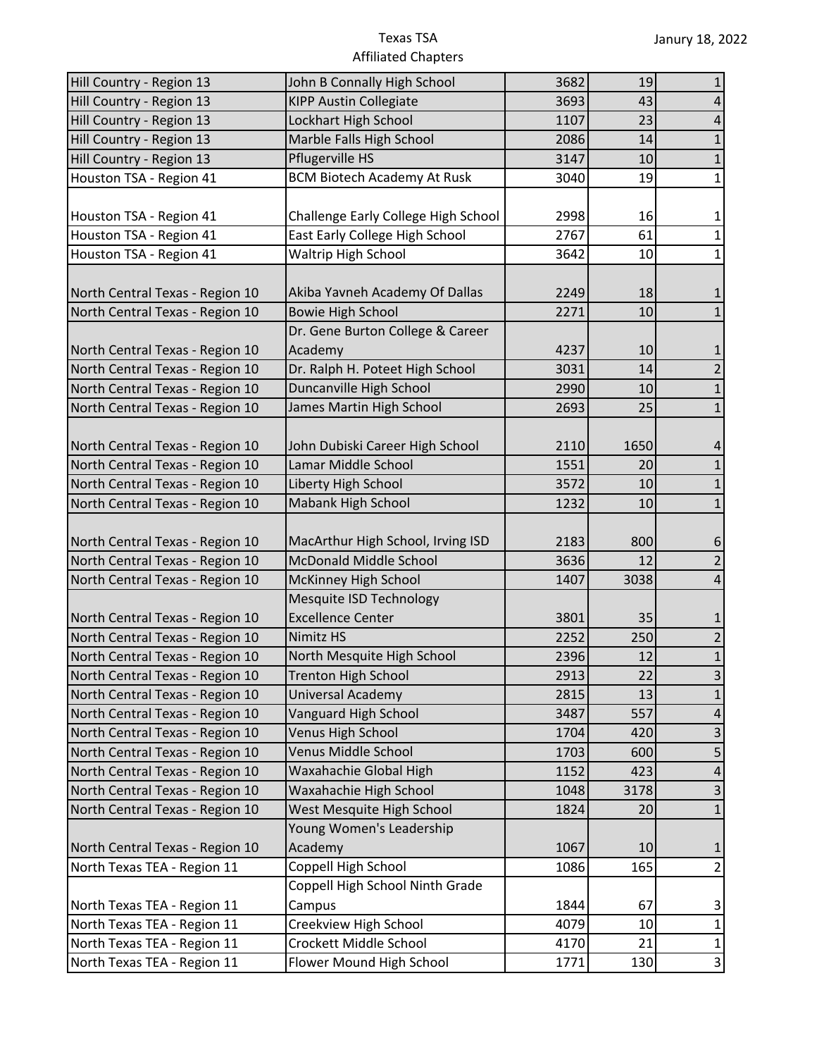| Hill Country - Region 13 | John B Connally High School | 3682 | 19 | 1 |
|---|---|---|---|---|
| Hill Country - Region 13 | KIPP Austin Collegiate | 3693 | 43 | 4 |
| Hill Country - Region 13 | Lockhart High School | 1107 | 23 | 4 |
| Hill Country - Region 13 | Marble Falls High School | 2086 | 14 | 1 |
| Hill Country - Region 13 | Pflugerville HS | 3147 | 10 | 1 |
| Houston TSA - Region 41 | BCM Biotech Academy At Rusk | 3040 | 19 | 1 |
| Houston TSA - Region 41 | Challenge Early College High School | 2998 | 16 | 1 |
| Houston TSA - Region 41 | East Early College High School | 2767 | 61 | 1 |
| Houston TSA - Region 41 | Waltrip High School | 3642 | 10 | 1 |
| North Central Texas - Region 10 | Akiba Yavneh Academy Of Dallas | 2249 | 18 | 1 |
| North Central Texas - Region 10 | Bowie High School | 2271 | 10 | 1 |
| North Central Texas - Region 10 | Dr. Gene Burton College & Career Academy | 4237 | 10 | 1 |
| North Central Texas - Region 10 | Dr. Ralph H. Poteet High School | 3031 | 14 | 2 |
| North Central Texas - Region 10 | Duncanville High School | 2990 | 10 | 1 |
| North Central Texas - Region 10 | James Martin High School | 2693 | 25 | 1 |
| North Central Texas - Region 10 | John Dubiski Career High School | 2110 | 1650 | 4 |
| North Central Texas - Region 10 | Lamar Middle School | 1551 | 20 | 1 |
| North Central Texas - Region 10 | Liberty High School | 3572 | 10 | 1 |
| North Central Texas - Region 10 | Mabank High School | 1232 | 10 | 1 |
| North Central Texas - Region 10 | MacArthur High School, Irving ISD | 2183 | 800 | 6 |
| North Central Texas - Region 10 | McDonald Middle School | 3636 | 12 | 2 |
| North Central Texas - Region 10 | McKinney High School | 1407 | 3038 | 4 |
| North Central Texas - Region 10 | Mesquite ISD Technology Excellence Center | 3801 | 35 | 1 |
| North Central Texas - Region 10 | Nimitz HS | 2252 | 250 | 2 |
| North Central Texas - Region 10 | North Mesquite High School | 2396 | 12 | 1 |
| North Central Texas - Region 10 | Trenton High School | 2913 | 22 | 3 |
| North Central Texas - Region 10 | Universal Academy | 2815 | 13 | 1 |
| North Central Texas - Region 10 | Vanguard High School | 3487 | 557 | 4 |
| North Central Texas - Region 10 | Venus High School | 1704 | 420 | 3 |
| North Central Texas - Region 10 | Venus Middle School | 1703 | 600 | 5 |
| North Central Texas - Region 10 | Waxahachie Global High | 1152 | 423 | 4 |
| North Central Texas - Region 10 | Waxahachie High School | 1048 | 3178 | 3 |
| North Central Texas - Region 10 | West Mesquite High School | 1824 | 20 | 1 |
| North Central Texas - Region 10 | Young Women's Leadership Academy | 1067 | 10 | 1 |
| North Texas TEA - Region 11 | Coppell High School | 1086 | 165 | 2 |
| North Texas TEA - Region 11 | Coppell High School Ninth Grade Campus | 1844 | 67 | 3 |
| North Texas TEA - Region 11 | Creekview High School | 4079 | 10 | 1 |
| North Texas TEA - Region 11 | Crockett Middle School | 4170 | 21 | 1 |
| North Texas TEA - Region 11 | Flower Mound High School | 1771 | 130 | 3 |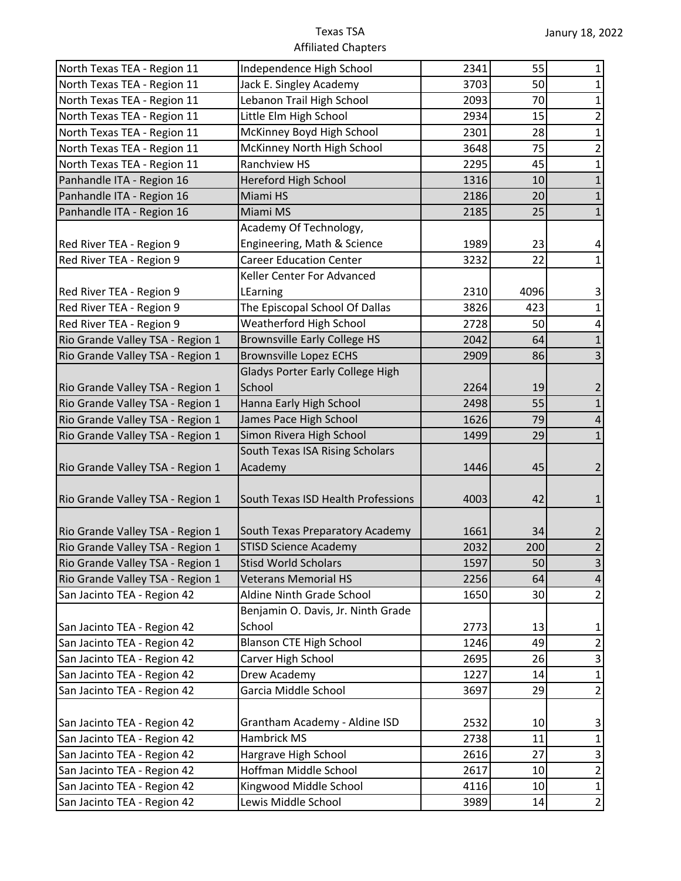| | | | | |
|---|---|---|---|---|
| North Texas TEA - Region 11 | Independence High School | 2341 | 55 | 1 |
| North Texas TEA - Region 11 | Jack E. Singley Academy | 3703 | 50 | 1 |
| North Texas TEA - Region 11 | Lebanon Trail High School | 2093 | 70 | 1 |
| North Texas TEA - Region 11 | Little Elm High School | 2934 | 15 | 2 |
| North Texas TEA - Region 11 | McKinney Boyd High School | 2301 | 28 | 1 |
| North Texas TEA - Region 11 | McKinney North High School | 3648 | 75 | 2 |
| North Texas TEA - Region 11 | Ranchview HS | 2295 | 45 | 1 |
| Panhandle ITA - Region 16 | Hereford High School | 1316 | 10 | 1 |
| Panhandle ITA - Region 16 | Miami HS | 2186 | 20 | 1 |
| Panhandle ITA - Region 16 | Miami MS | 2185 | 25 | 1 |
| Red River TEA - Region 9 | Academy Of Technology, Engineering, Math & Science | 1989 | 23 | 4 |
| Red River TEA - Region 9 | Career Education Center | 3232 | 22 | 1 |
| Red River TEA - Region 9 | Keller Center For Advanced LEarning | 2310 | 4096 | 3 |
| Red River TEA - Region 9 | The Episcopal School Of Dallas | 3826 | 423 | 1 |
| Red River TEA - Region 9 | Weatherford High School | 2728 | 50 | 4 |
| Rio Grande Valley TSA - Region 1 | Brownsville Early College HS | 2042 | 64 | 1 |
| Rio Grande Valley TSA - Region 1 | Brownsville Lopez ECHS | 2909 | 86 | 3 |
| Rio Grande Valley TSA - Region 1 | Gladys Porter Early College High School | 2264 | 19 | 2 |
| Rio Grande Valley TSA - Region 1 | Hanna Early High School | 2498 | 55 | 1 |
| Rio Grande Valley TSA - Region 1 | James Pace High School | 1626 | 79 | 4 |
| Rio Grande Valley TSA - Region 1 | Simon Rivera High School | 1499 | 29 | 1 |
| Rio Grande Valley TSA - Region 1 | South Texas ISA Rising Scholars Academy | 1446 | 45 | 2 |
| Rio Grande Valley TSA - Region 1 | South Texas ISD Health Professions | 4003 | 42 | 1 |
| Rio Grande Valley TSA - Region 1 | South Texas Preparatory Academy | 1661 | 34 | 2 |
| Rio Grande Valley TSA - Region 1 | STISD Science Academy | 2032 | 200 | 2 |
| Rio Grande Valley TSA - Region 1 | Stisd World Scholars | 1597 | 50 | 3 |
| Rio Grande Valley TSA - Region 1 | Veterans Memorial HS | 2256 | 64 | 4 |
| San Jacinto TEA - Region 42 | Aldine Ninth Grade School | 1650 | 30 | 2 |
| San Jacinto TEA - Region 42 | Benjamin O. Davis, Jr. Ninth Grade School | 2773 | 13 | 1 |
| San Jacinto TEA - Region 42 | Blanson CTE High School | 1246 | 49 | 2 |
| San Jacinto TEA - Region 42 | Carver High School | 2695 | 26 | 3 |
| San Jacinto TEA - Region 42 | Drew Academy | 1227 | 14 | 1 |
| San Jacinto TEA - Region 42 | Garcia Middle School | 3697 | 29 | 2 |
| San Jacinto TEA - Region 42 | Grantham Academy - Aldine ISD | 2532 | 10 | 3 |
| San Jacinto TEA - Region 42 | Hambrick MS | 2738 | 11 | 1 |
| San Jacinto TEA - Region 42 | Hargrave High School | 2616 | 27 | 3 |
| San Jacinto TEA - Region 42 | Hoffman Middle School | 2617 | 10 | 2 |
| San Jacinto TEA - Region 42 | Kingwood Middle School | 4116 | 10 | 1 |
| San Jacinto TEA - Region 42 | Lewis Middle School | 3989 | 14 | 2 |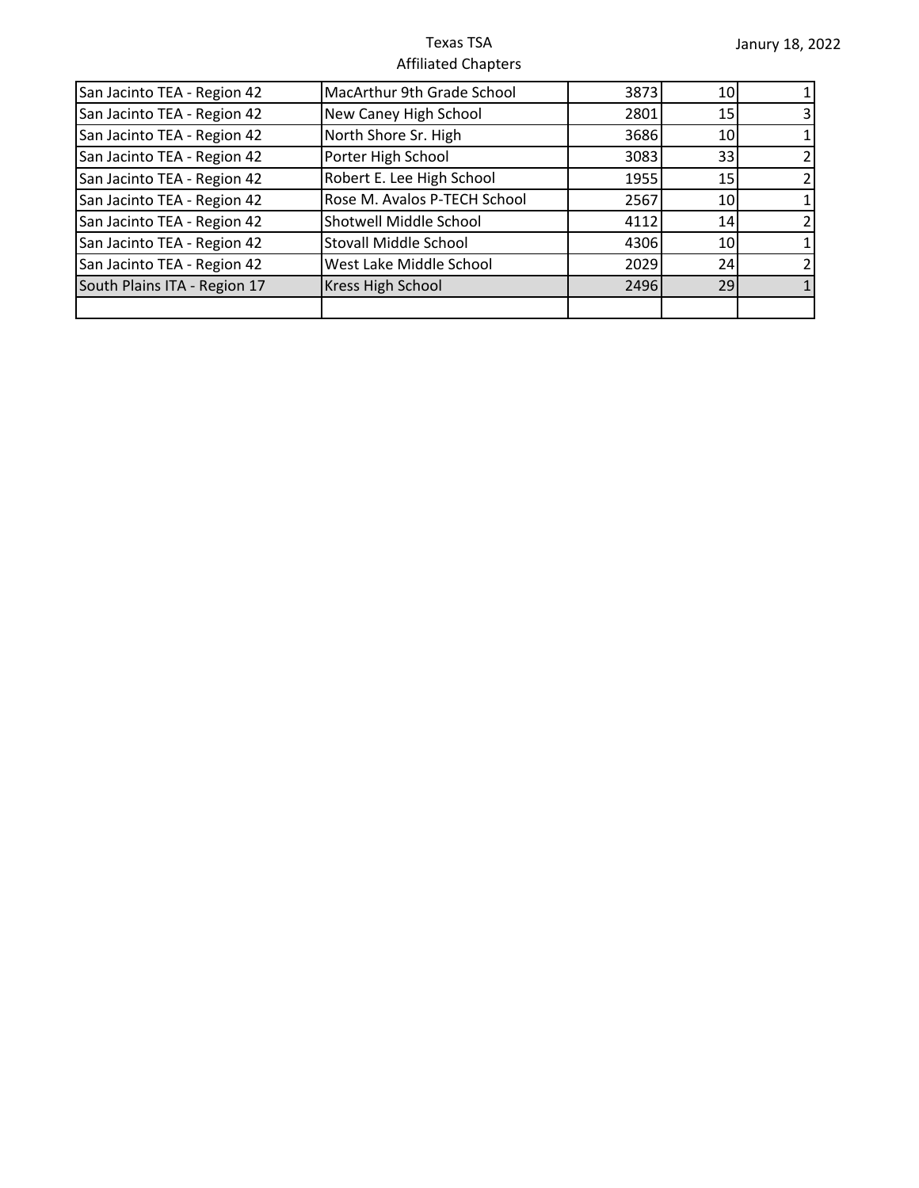| | | | | |
|---|---|---|---|---|
| San Jacinto TEA - Region 42 | MacArthur 9th Grade School | 3873 | 10 | 1 |
| San Jacinto TEA - Region 42 | New Caney High School | 2801 | 15 | 3 |
| San Jacinto TEA - Region 42 | North Shore Sr. High | 3686 | 10 | 1 |
| San Jacinto TEA - Region 42 | Porter High School | 3083 | 33 | 2 |
| San Jacinto TEA - Region 42 | Robert E. Lee High School | 1955 | 15 | 2 |
| San Jacinto TEA - Region 42 | Rose M. Avalos P-TECH School | 2567 | 10 | 1 |
| San Jacinto TEA - Region 42 | Shotwell Middle School | 4112 | 14 | 2 |
| San Jacinto TEA - Region 42 | Stovall Middle School | 4306 | 10 | 1 |
| San Jacinto TEA - Region 42 | West Lake Middle School | 2029 | 24 | 2 |
| South Plains ITA - Region 17 | Kress High School | 2496 | 29 | 1 |
| | | | | |